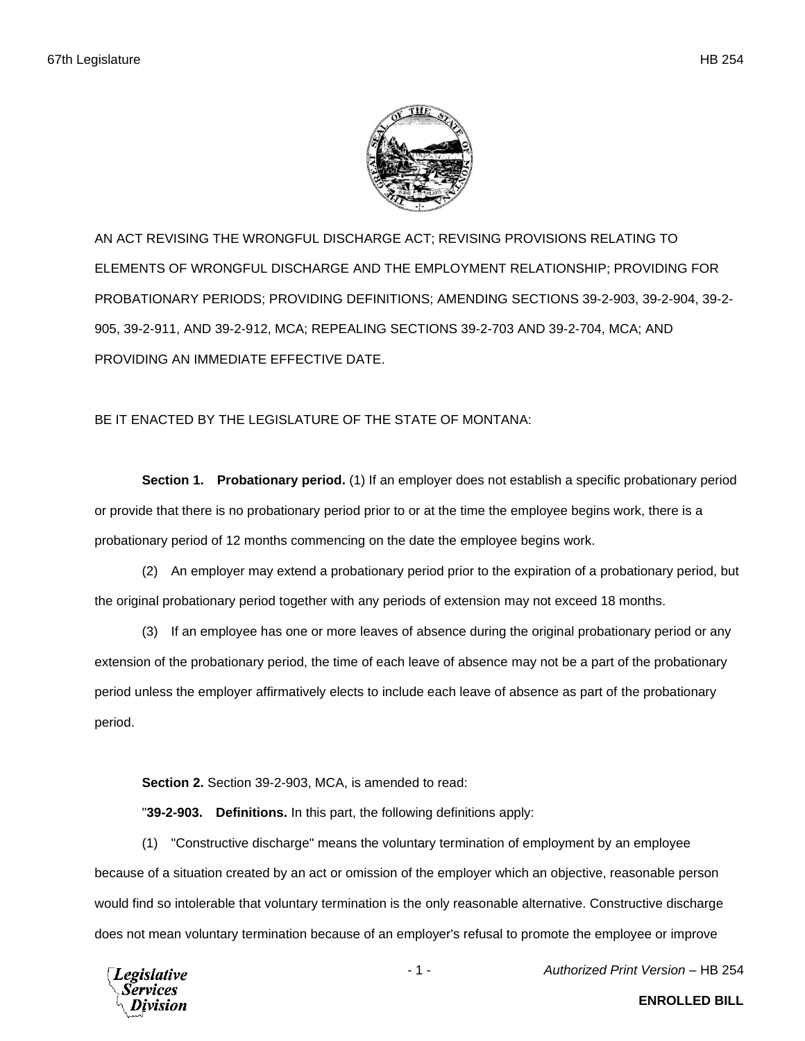AN ACT REVISING THE WRONGFUL DISCHARGE ACT; REVISING PROVISIONS RELATING TO ELEMENTS OF WRONGFUL DISCHARGE AND THE EMPLOYMENT RELATIONSHIP; PROVIDING FOR PROBATIONARY PERIODS; PROVIDING DEFINITIONS; AMENDING SECTIONS 39-2-903, 39-2-904, 39-2-905, 39-2-911, AND 39-2-912, MCA; REPEALING SECTIONS 39-2-703 AND 39-2-704, MCA; AND PROVIDING AN IMMEDIATE EFFECTIVE DATE.

BE IT ENACTED BY THE LEGISLATURE OF THE STATE OF MONTANA:

**Section 1. Probationary period.** (1) If an employer does not establish a specific probationary period or provide that there is no probationary period prior to or at the time the employee begins work, there is a probationary period of 12 months commencing on the date the employee begins work.

(2) An employer may extend a probationary period prior to the expiration of a probationary period, but the original probationary period together with any periods of extension may not exceed 18 months.

(3) If an employee has one or more leaves of absence during the original probationary period or any extension of the probationary period, the time of each leave of absence may not be a part of the probationary period unless the employer affirmatively elects to include each leave of absence as part of the probationary period.

**Section 2.** Section 39-2-903, MCA, is amended to read:

"**39-2-903. Definitions.** In this part, the following definitions apply:

(1) "Constructive discharge" means the voluntary termination of employment by an employee because of a situation created by an act or omission of the employer which an objective, reasonable person would find so intolerable that voluntary termination is the only reasonable alternative. Constructive discharge does not mean voluntary termination because of an employer's refusal to promote the employee or improve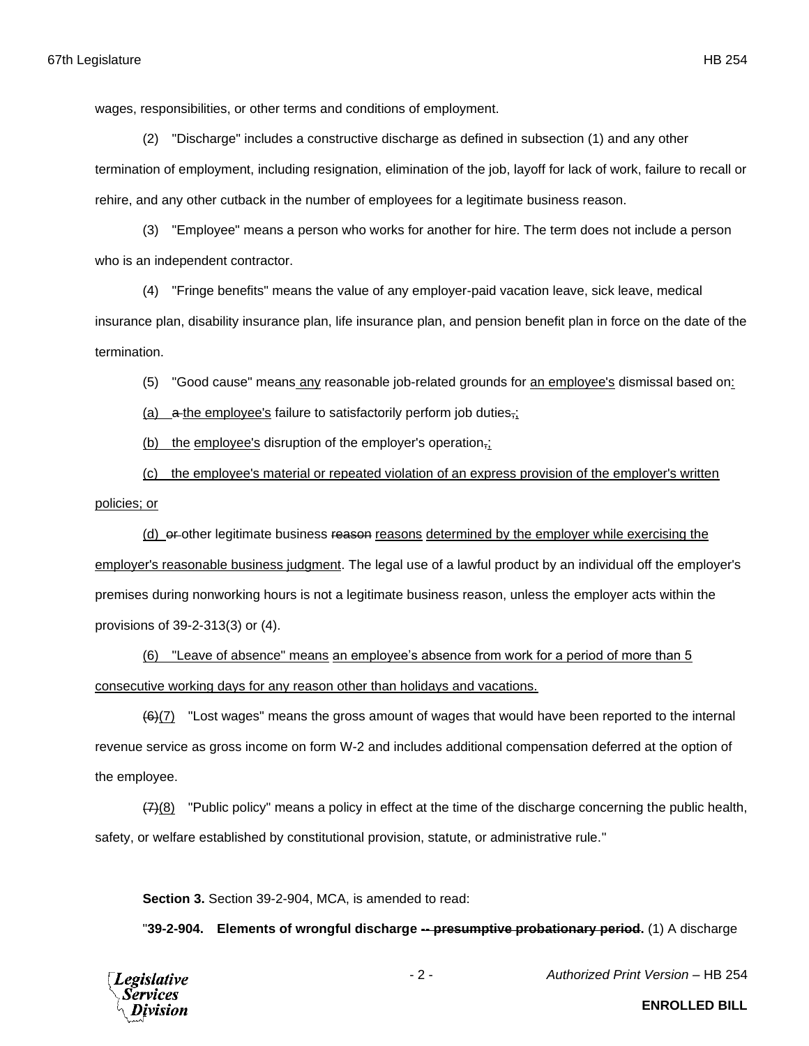wages, responsibilities, or other terms and conditions of employment.

(2) "Discharge" includes a constructive discharge as defined in subsection (1) and any other termination of employment, including resignation, elimination of the job, layoff for lack of work, failure to recall or rehire, and any other cutback in the number of employees for a legitimate business reason.

(3) "Employee" means a person who works for another for hire. The term does not include a person who is an independent contractor.

(4) "Fringe benefits" means the value of any employer-paid vacation leave, sick leave, medical insurance plan, disability insurance plan, life insurance plan, and pension benefit plan in force on the date of the termination.

(5) "Good cause" means any reasonable job-related grounds for an employee's dismissal based on:

(a) ~~a~~ the employee's failure to satisfactorily perform job duties~~,~~;

(b) the employee's disruption of the employer's operation~~,~~;

(c) the employee's material or repeated violation of an express provision of the employer's written policies; or

(d) ~~or~~ other legitimate business ~~reason~~ reasons determined by the employer while exercising the employer's reasonable business judgment. The legal use of a lawful product by an individual off the employer's premises during nonworking hours is not a legitimate business reason, unless the employer acts within the provisions of 39-2-313(3) or (4).

(6) "Leave of absence" means an employee's absence from work for a period of more than 5 consecutive working days for any reason other than holidays and vacations.

~~(6)~~(7) "Lost wages" means the gross amount of wages that would have been reported to the internal revenue service as gross income on form W-2 and includes additional compensation deferred at the option of the employee.

~~(7)~~(8) "Public policy" means a policy in effect at the time of the discharge concerning the public health, safety, or welfare established by constitutional provision, statute, or administrative rule."

**Section 3.** Section 39-2-904, MCA, is amended to read:

"**39-2-904. Elements of wrongful discharge** ~~**-- presumptive probationary period**~~**.** (1) A discharge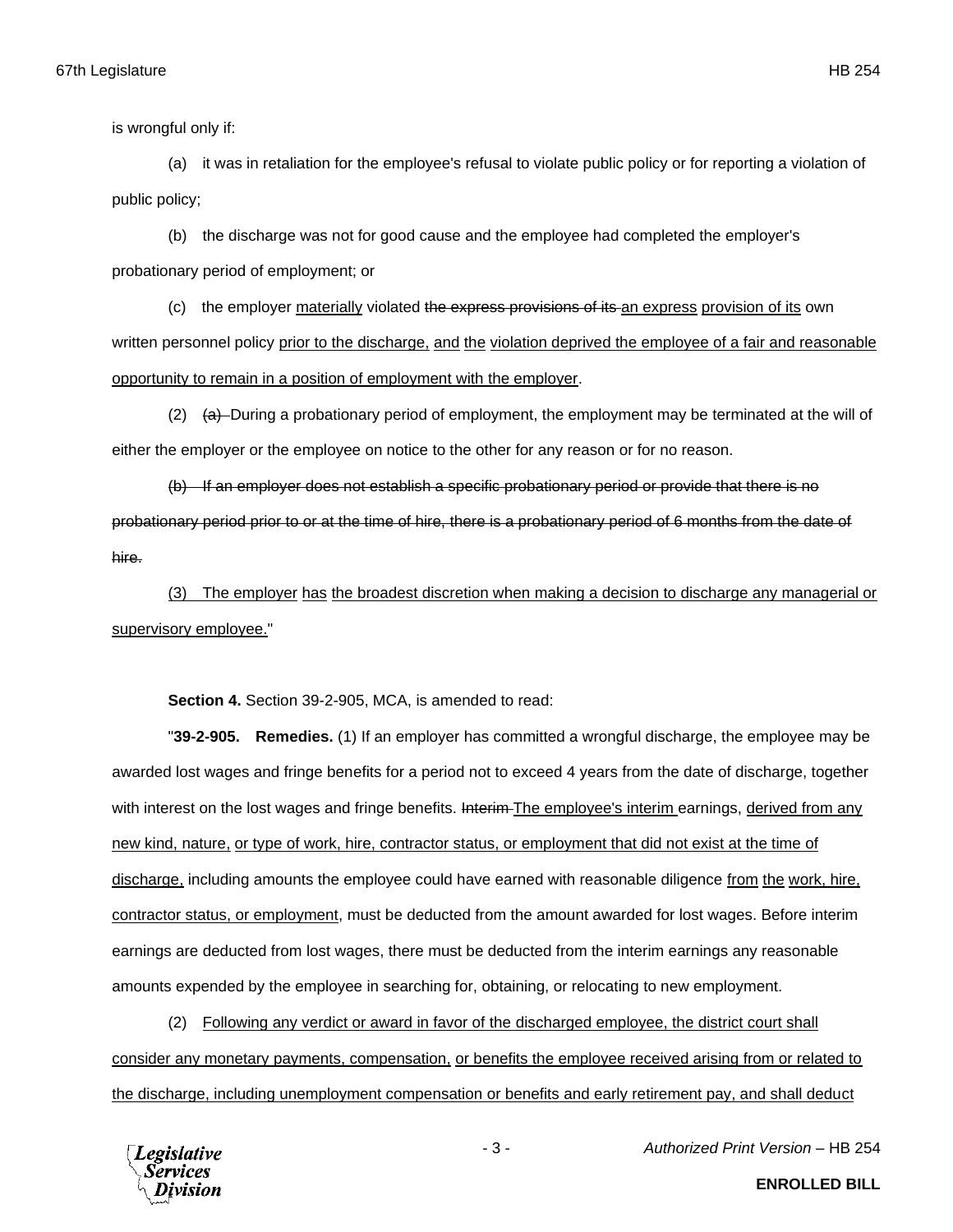is wrongful only if:

(a) it was in retaliation for the employee's refusal to violate public policy or for reporting a violation of public policy;

(b) the discharge was not for good cause and the employee had completed the employer's probationary period of employment; or

(c) the employer <u>materially</u> violated ~~the express provisions of its~~ <u>an express</u> <u>provision of its</u> own written personnel policy <u>prior to the discharge,</u> <u>and</u> <u>the</u> <u>violation deprived the employee of a fair and reasonable opportunity to remain in a position of employment with the employer</u>.

(2) ~~(a)~~ During a probationary period of employment, the employment may be terminated at the will of either the employer or the employee on notice to the other for any reason or for no reason.

~~(b) If an employer does not establish a specific probationary period or provide that there is no probationary period prior to or at the time of hire, there is a probationary period of 6 months from the date of hire.~~

<u>(3) The employer</u> <u>has</u> <u>the broadest discretion when making a decision to discharge any managerial or supervisory employee.</u>"

**Section 4.** Section 39-2-905, MCA, is amended to read:

"**39-2-905. Remedies.** (1) If an employer has committed a wrongful discharge, the employee may be awarded lost wages and fringe benefits for a period not to exceed 4 years from the date of discharge, together with interest on the lost wages and fringe benefits. ~~Interim~~ <u>The employee's interim</u> earnings, <u>derived from any new kind, nature,</u> <u>or type of work, hire, contractor status, or employment that did not exist at the time of discharge,</u> including amounts the employee could have earned with reasonable diligence <u>from</u> <u>the</u> <u>work, hire, contractor status, or employment</u>, must be deducted from the amount awarded for lost wages. Before interim earnings are deducted from lost wages, there must be deducted from the interim earnings any reasonable amounts expended by the employee in searching for, obtaining, or relocating to new employment.

(2) <u>Following any verdict or award in favor of the discharged employee, the district court shall consider any monetary payments, compensation,</u> <u>or benefits the employee received arising from or related to the discharge, including unemployment compensation or benefits and early retirement pay, and shall deduct</u>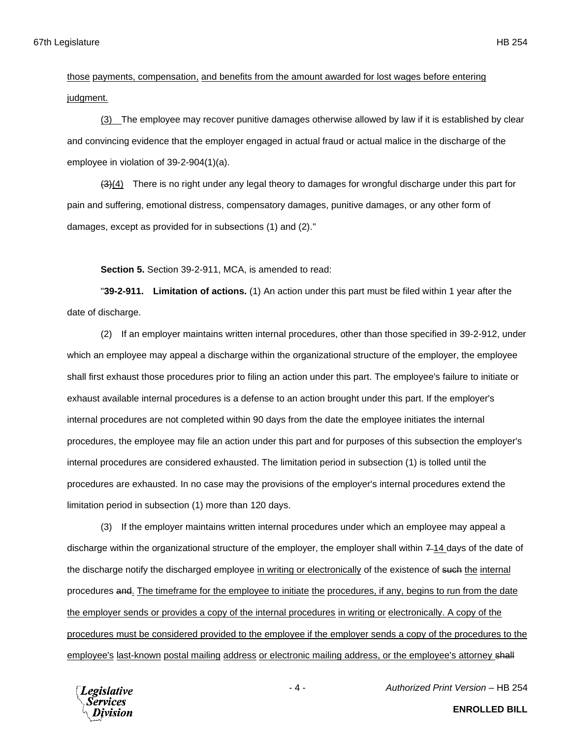those payments, compensation, and benefits from the amount awarded for lost wages before entering judgment.

(3) The employee may recover punitive damages otherwise allowed by law if it is established by clear and convincing evidence that the employer engaged in actual fraud or actual malice in the discharge of the employee in violation of 39-2-904(1)(a).

~~(3)~~(4) There is no right under any legal theory to damages for wrongful discharge under this part for pain and suffering, emotional distress, compensatory damages, punitive damages, or any other form of damages, except as provided for in subsections (1) and (2)."

**Section 5.** Section 39-2-911, MCA, is amended to read:

"**39-2-911. Limitation of actions.** (1) An action under this part must be filed within 1 year after the date of discharge.

(2) If an employer maintains written internal procedures, other than those specified in 39-2-912, under which an employee may appeal a discharge within the organizational structure of the employer, the employee shall first exhaust those procedures prior to filing an action under this part. The employee's failure to initiate or exhaust available internal procedures is a defense to an action brought under this part. If the employer's internal procedures are not completed within 90 days from the date the employee initiates the internal procedures, the employee may file an action under this part and for purposes of this subsection the employer's internal procedures are considered exhausted. The limitation period in subsection (1) is tolled until the procedures are exhausted. In no case may the provisions of the employer's internal procedures extend the limitation period in subsection (1) more than 120 days.

(3) If the employer maintains written internal procedures under which an employee may appeal a discharge within the organizational structure of the employer, the employer shall within ~~7~~ 14 days of the date of the discharge notify the discharged employee in writing or electronically of the existence of ~~such~~ the internal procedures ~~and~~. The timeframe for the employee to initiate the procedures, if any, begins to run from the date the employer sends or provides a copy of the internal procedures in writing or electronically. A copy of the procedures must be considered provided to the employee if the employer sends a copy of the procedures to the employee's last-known postal mailing address or electronic mailing address, or the employee's attorney ~~shall~~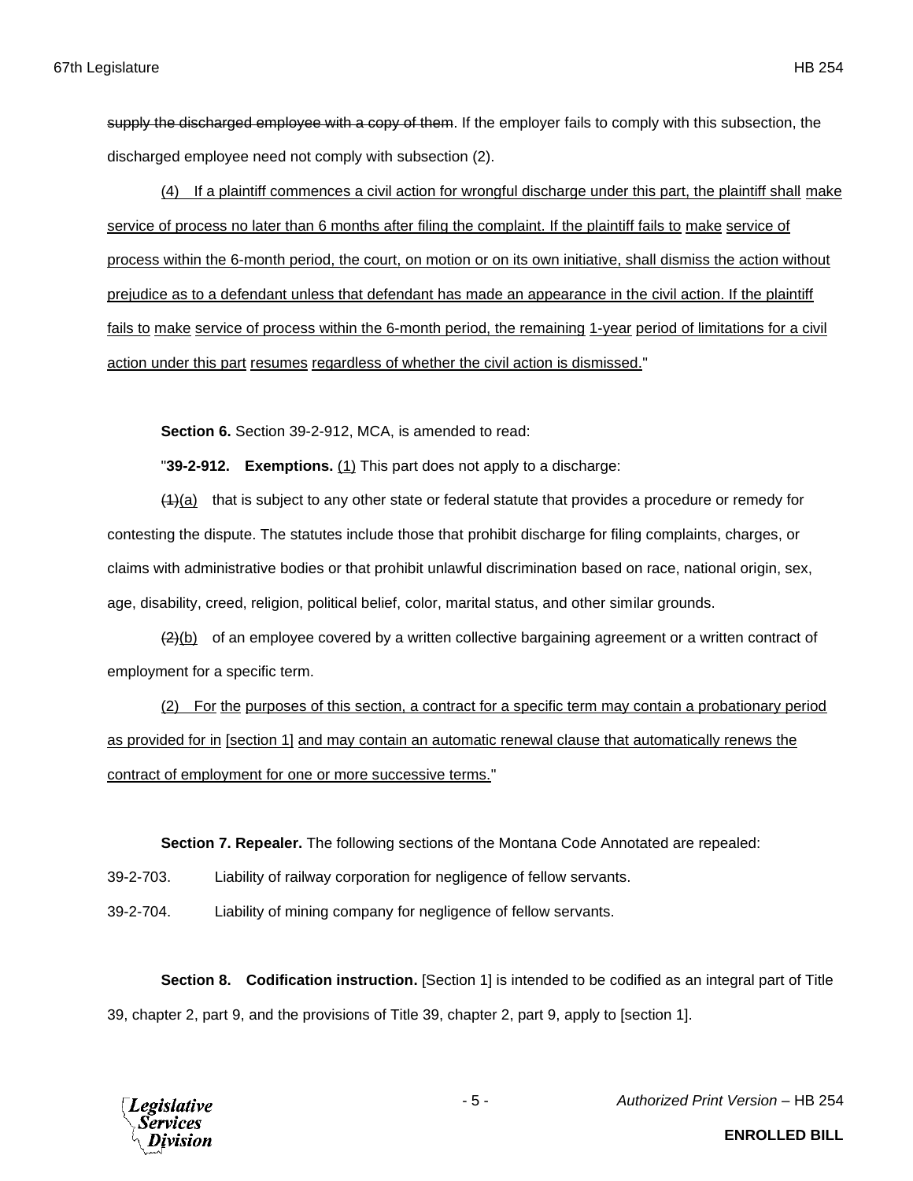~~supply the discharged employee with a copy of them~~. If the employer fails to comply with this subsection, the discharged employee need not comply with subsection (2).

<u>(4) If a plaintiff commences a civil action for wrongful discharge under this part, the plaintiff shall make service of process no later than 6 months after filing the complaint. If the plaintiff fails to make service of process within the 6-month period, the court, on motion or on its own initiative, shall dismiss the action without prejudice as to a defendant unless that defendant has made an appearance in the civil action. If the plaintiff fails to make service of process within the 6-month period, the remaining 1-year period of limitations for a civil action under this part resumes regardless of whether the civil action is dismissed.</u>"

**Section 6.** Section 39-2-912, MCA, is amended to read:

"**39-2-912. Exemptions.** <u>(1)</u> This part does not apply to a discharge:

~~(1)~~<u>(a)</u> that is subject to any other state or federal statute that provides a procedure or remedy for contesting the dispute. The statutes include those that prohibit discharge for filing complaints, charges, or claims with administrative bodies or that prohibit unlawful discrimination based on race, national origin, sex, age, disability, creed, religion, political belief, color, marital status, and other similar grounds.

~~(2)~~<u>(b)</u> of an employee covered by a written collective bargaining agreement or a written contract of employment for a specific term.

<u>(2) For the purposes of this section, a contract for a specific term may contain a probationary period as provided for in [section 1] and may contain an automatic renewal clause that automatically renews the contract of employment for one or more successive terms.</u>"

**Section 7. Repealer.** The following sections of the Montana Code Annotated are repealed:

39-2-703. Liability of railway corporation for negligence of fellow servants.

39-2-704. Liability of mining company for negligence of fellow servants.

**Section 8. Codification instruction.** [Section 1] is intended to be codified as an integral part of Title 39, chapter 2, part 9, and the provisions of Title 39, chapter 2, part 9, apply to [section 1].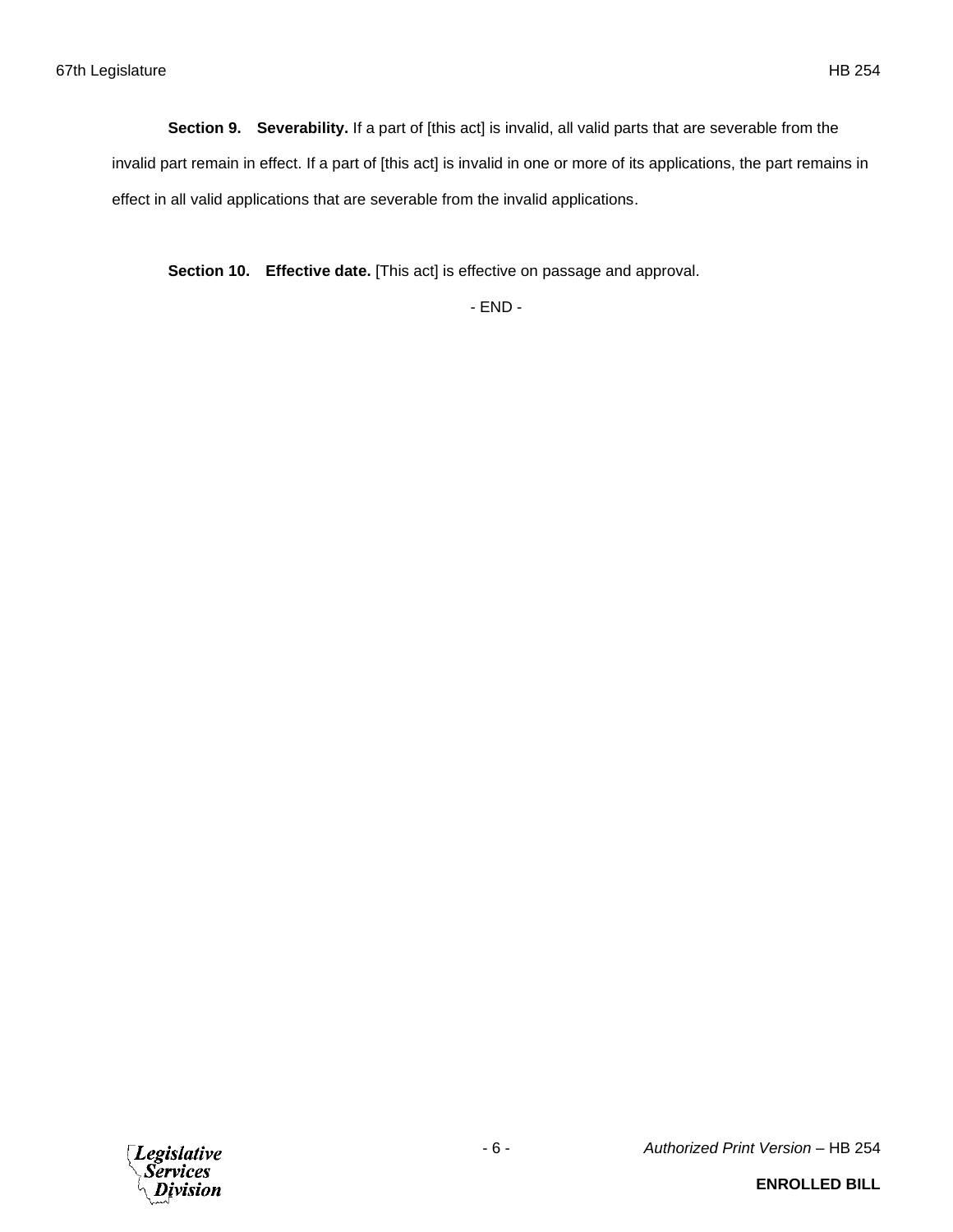**Section 9. Severability.** If a part of [this act] is invalid, all valid parts that are severable from the invalid part remain in effect. If a part of [this act] is invalid in one or more of its applications, the part remains in effect in all valid applications that are severable from the invalid applications.

**Section 10. Effective date.** [This act] is effective on passage and approval.

- END -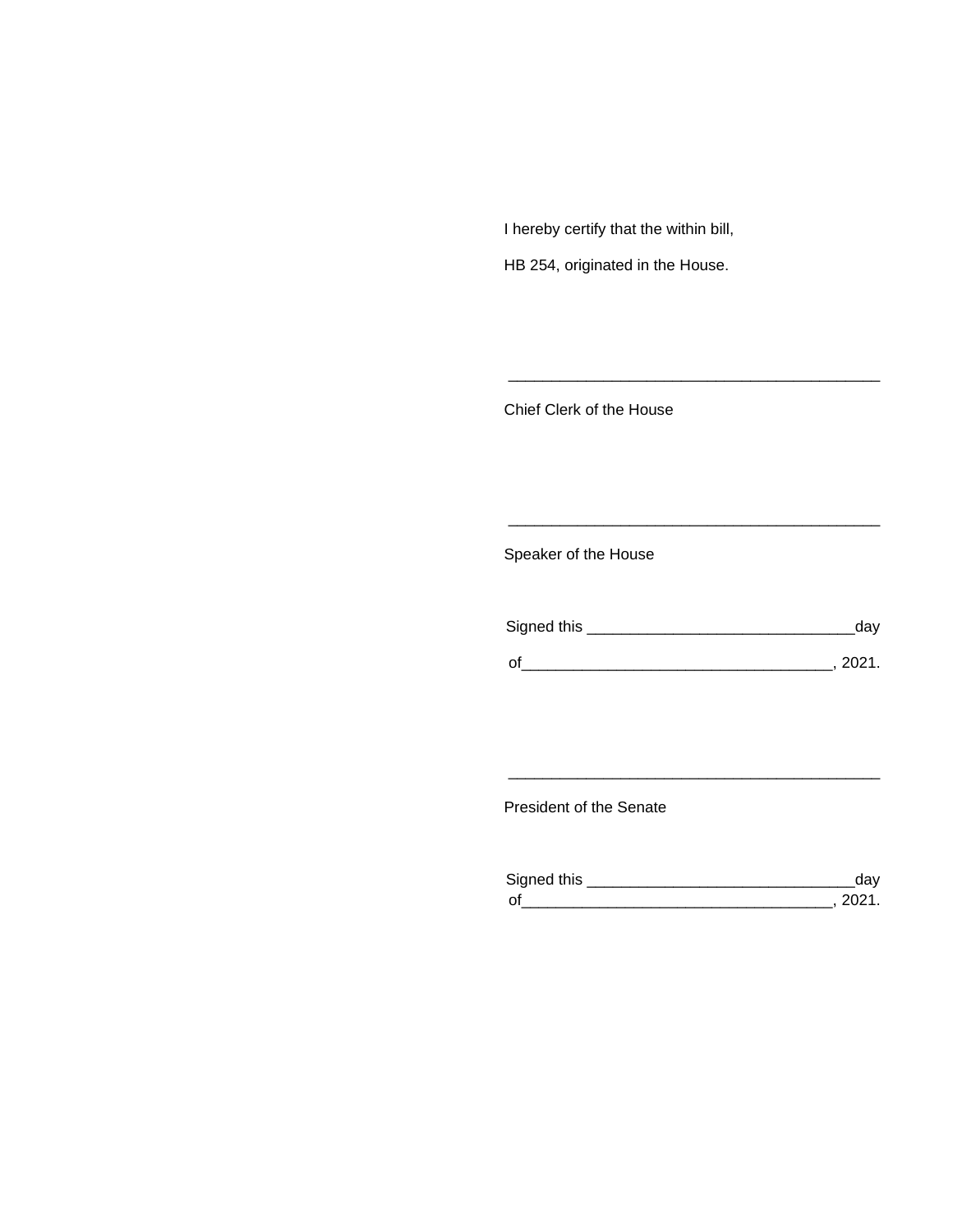I hereby certify that the within bill,

HB 254, originated in the House.

\_\_\_\_\_\_\_\_\_\_\_\_\_\_\_\_\_\_\_\_\_\_\_\_\_\_\_\_\_\_\_\_\_\_\_\_\_\_\_\_\_\_\_\_

Chief Clerk of the House

\_\_\_\_\_\_\_\_\_\_\_\_\_\_\_\_\_\_\_\_\_\_\_\_\_\_\_\_\_\_\_\_\_\_\_\_\_\_\_\_\_\_\_\_

Speaker of the House

Signed this \_\_\_\_\_\_\_\_\_\_\_\_\_\_\_\_\_\_\_\_\_\_\_\_\_\_\_\_\_\_\_day

of\_\_\_\_\_\_\_\_\_\_\_\_\_\_\_\_\_\_\_\_\_\_\_\_\_\_\_\_\_\_\_\_\_\_\_\_, 2021.

\_\_\_\_\_\_\_\_\_\_\_\_\_\_\_\_\_\_\_\_\_\_\_\_\_\_\_\_\_\_\_\_\_\_\_\_\_\_\_\_\_\_\_\_

President of the Senate

Signed this \_\_\_\_\_\_\_\_\_\_\_\_\_\_\_\_\_\_\_\_\_\_\_\_\_\_\_\_\_\_\_day

of\_\_\_\_\_\_\_\_\_\_\_\_\_\_\_\_\_\_\_\_\_\_\_\_\_\_\_\_\_\_\_\_\_\_\_\_, 2021.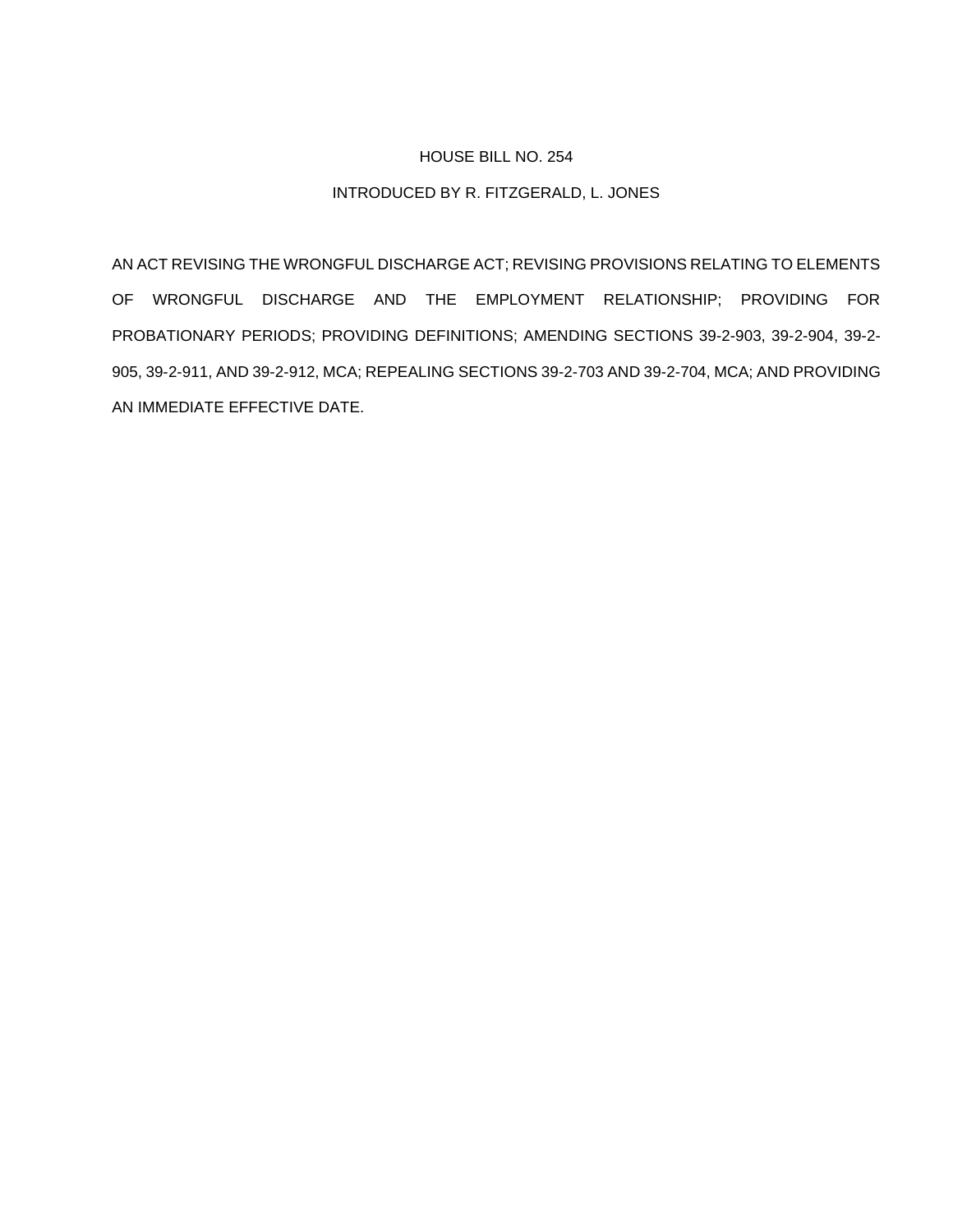HOUSE BILL NO. 254

INTRODUCED BY R. FITZGERALD, L. JONES

AN ACT REVISING THE WRONGFUL DISCHARGE ACT; REVISING PROVISIONS RELATING TO ELEMENTS OF WRONGFUL DISCHARGE AND THE EMPLOYMENT RELATIONSHIP; PROVIDING FOR PROBATIONARY PERIODS; PROVIDING DEFINITIONS; AMENDING SECTIONS 39-2-903, 39-2-904, 39-2-905, 39-2-911, AND 39-2-912, MCA; REPEALING SECTIONS 39-2-703 AND 39-2-704, MCA; AND PROVIDING AN IMMEDIATE EFFECTIVE DATE.